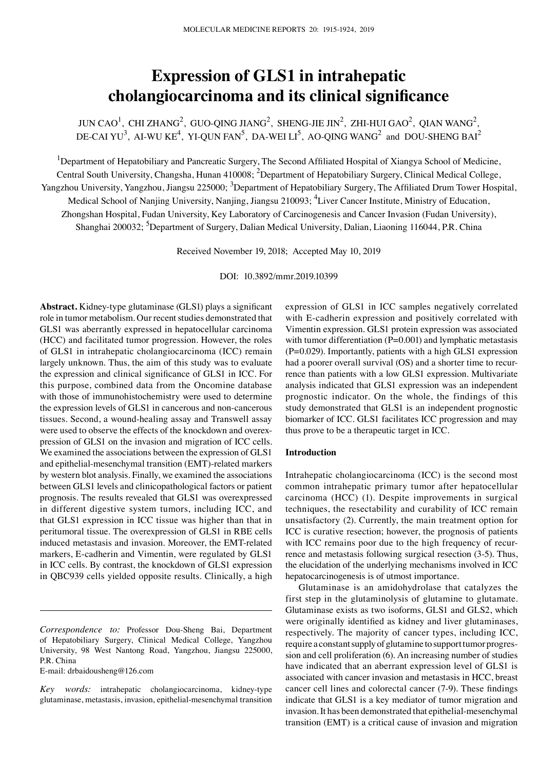# Expression of GLS1 in intrahepatic cholangiocarcinoma and its clinical significance

JUN CAO[1], CHI ZHANG[2], GUO-QING JIANG[2], SHENG-JIE JIN[2], ZHI-HUI GAO[2], QIAN WANG[2], DE-CAI YU[3], AI-WU KE[4], YI-QUN FAN[5], DA-WEI LI[5], AO-QING WANG[2] and DOU-SHENG BAI[2]

[1]Department of Hepatobiliary and Pancreatic Surgery, The Second Affiliated Hospital of Xiangya School of Medicine, Central South University, Changsha, Hunan 410008; [2]Department of Hepatobiliary Surgery, Clinical Medical College, Yangzhou University, Yangzhou, Jiangsu 225000; [3]Department of Hepatobiliary Surgery, The Affiliated Drum Tower Hospital, Medical School of Nanjing University, Nanjing, Jiangsu 210093; [4]Liver Cancer Institute, Ministry of Education, Zhongshan Hospital, Fudan University, Key Laboratory of Carcinogenesis and Cancer Invasion (Fudan University), Shanghai 200032; [5]Department of Surgery, Dalian Medical University, Dalian, Liaoning 116044, P.R. China

Received November 19, 2018; Accepted May 10, 2019

DOI: 10.3892/mmr.2019.10399

**Abstract.** Kidney-type glutaminase (GLS1) plays a significant role in tumor metabolism. Our recent studies demonstrated that GLS1 was aberrantly expressed in hepatocellular carcinoma (HCC) and facilitated tumor progression. However, the roles of GLS1 in intrahepatic cholangiocarcinoma (ICC) remain largely unknown. Thus, the aim of this study was to evaluate the expression and clinical significance of GLS1 in ICC. For this purpose, combined data from the Oncomine database with those of immunohistochemistry were used to determine the expression levels of GLS1 in cancerous and non-cancerous tissues. Second, a wound-healing assay and Transwell assay were used to observe the effects of the knockdown and overexpression of GLS1 on the invasion and migration of ICC cells. We examined the associations between the expression of GLS1 and epithelial-mesenchymal transition (EMT)-related markers by western blot analysis. Finally, we examined the associations between GLS1 levels and clinicopathological factors or patient prognosis. The results revealed that GLS1 was overexpressed in different digestive system tumors, including ICC, and that GLS1 expression in ICC tissue was higher than that in peritumoral tissue. The overexpression of GLS1 in RBE cells induced metastasis and invasion. Moreover, the EMT-related markers, E-cadherin and Vimentin, were regulated by GLS1 in ICC cells. By contrast, the knockdown of GLS1 expression in QBC939 cells yielded opposite results. Clinically, a high expression of GLS1 in ICC samples negatively correlated with E-cadherin expression and positively correlated with Vimentin expression. GLS1 protein expression was associated with tumor differentiation (P=0.001) and lymphatic metastasis (P=0.029). Importantly, patients with a high GLS1 expression had a poorer overall survival (OS) and a shorter time to recurrence than patients with a low GLS1 expression. Multivariate analysis indicated that GLS1 expression was an independent prognostic indicator. On the whole, the findings of this study demonstrated that GLS1 is an independent prognostic biomarker of ICC. GLS1 facilitates ICC progression and may thus prove to be a therapeutic target in ICC.

*Correspondence to:* Professor Dou-Sheng Bai, Department of Hepatobiliary Surgery, Clinical Medical College, Yangzhou University, 98 West Nantong Road, Yangzhou, Jiangsu 225000, P.R. China
E-mail: drbaidousheng@126.com

*Key words:* intrahepatic cholangiocarcinoma, kidney-type glutaminase, metastasis, invasion, epithelial-mesenchymal transition

## Introduction

Intrahepatic cholangiocarcinoma (ICC) is the second most common intrahepatic primary tumor after hepatocellular carcinoma (HCC) (1). Despite improvements in surgical techniques, the resectability and curability of ICC remain unsatisfactory (2). Currently, the main treatment option for ICC is curative resection; however, the prognosis of patients with ICC remains poor due to the high frequency of recurrence and metastasis following surgical resection (3-5). Thus, the elucidation of the underlying mechanisms involved in ICC hepatocarcinogenesis is of utmost importance.

Glutaminase is an amidohydrolase that catalyzes the first step in the glutaminolysis of glutamine to glutamate. Glutaminase exists as two isoforms, GLS1 and GLS2, which were originally identified as kidney and liver glutaminases, respectively. The majority of cancer types, including ICC, require a constant supply of glutamine to support tumor progression and cell proliferation (6). An increasing number of studies have indicated that an aberrant expression level of GLS1 is associated with cancer invasion and metastasis in HCC, breast cancer cell lines and colorectal cancer (7-9). These findings indicate that GLS1 is a key mediator of tumor migration and invasion. It has been demonstrated that epithelial-mesenchymal transition (EMT) is a critical cause of invasion and migration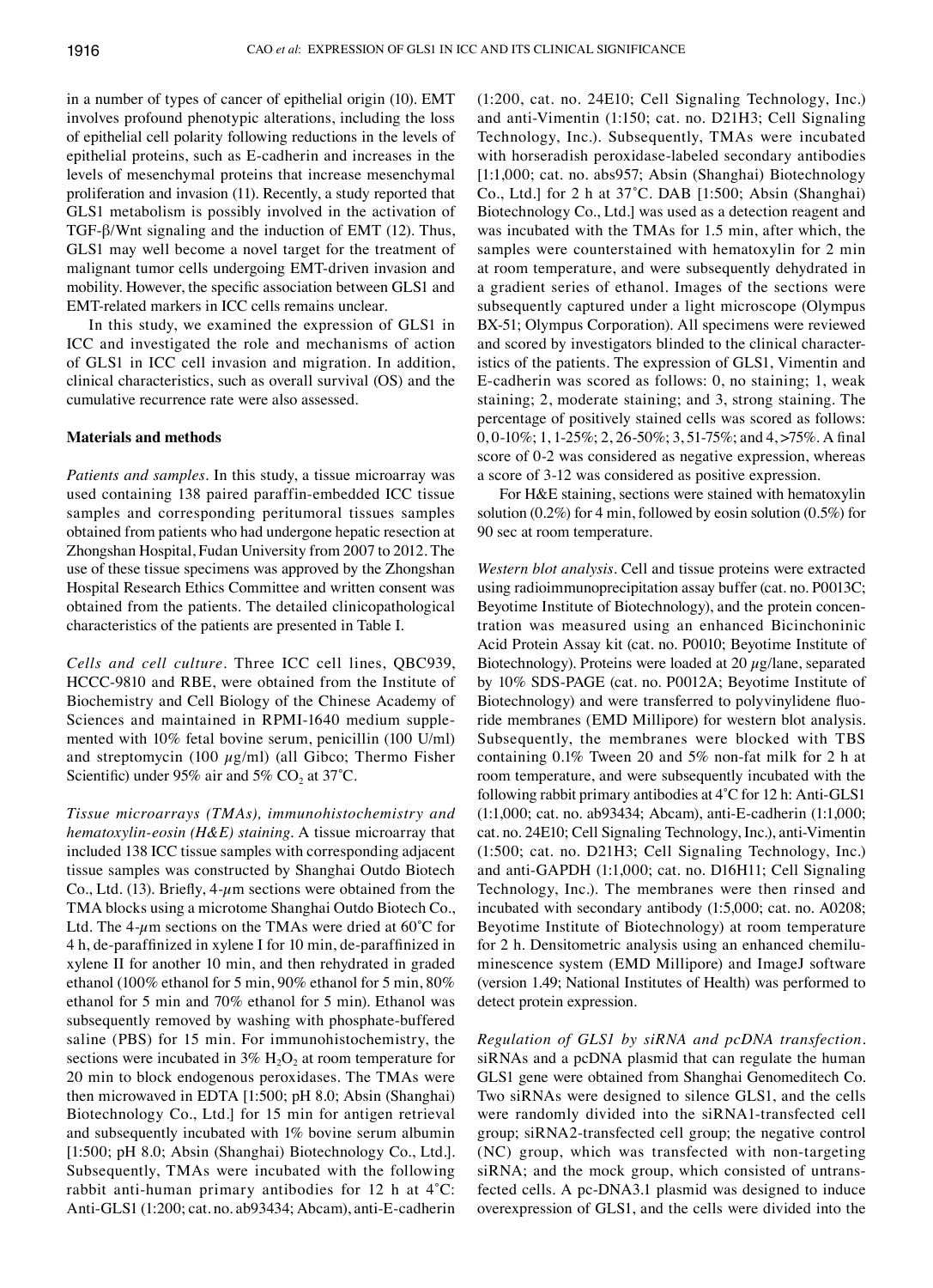in a number of types of cancer of epithelial origin (10). EMT involves profound phenotypic alterations, including the loss of epithelial cell polarity following reductions in the levels of epithelial proteins, such as E-cadherin and increases in the levels of mesenchymal proteins that increase mesenchymal proliferation and invasion (11). Recently, a study reported that GLS1 metabolism is possibly involved in the activation of TGF-β/Wnt signaling and the induction of EMT (12). Thus, GLS1 may well become a novel target for the treatment of malignant tumor cells undergoing EMT-driven invasion and mobility. However, the specific association between GLS1 and EMT-related markers in ICC cells remains unclear.

In this study, we examined the expression of GLS1 in ICC and investigated the role and mechanisms of action of GLS1 in ICC cell invasion and migration. In addition, clinical characteristics, such as overall survival (OS) and the cumulative recurrence rate were also assessed.

## Materials and methods

*Patients and samples.* In this study, a tissue microarray was used containing 138 paired paraffin-embedded ICC tissue samples and corresponding peritumoral tissues samples obtained from patients who had undergone hepatic resection at Zhongshan Hospital, Fudan University from 2007 to 2012. The use of these tissue specimens was approved by the Zhongshan Hospital Research Ethics Committee and written consent was obtained from the patients. The detailed clinicopathological characteristics of the patients are presented in Table I.

*Cells and cell culture.* Three ICC cell lines, QBC939, HCCC-9810 and RBE, were obtained from the Institute of Biochemistry and Cell Biology of the Chinese Academy of Sciences and maintained in RPMI-1640 medium supplemented with 10% fetal bovine serum, penicillin (100 U/ml) and streptomycin (100 $\mu$g/ml) (all Gibco; Thermo Fisher Scientific) under 95% air and 5% $CO_2$ at 37˚C.

*Tissue microarrays (TMAs), immunohistochemistry and hematoxylin-eosin (H&E) staining.* A tissue microarray that included 138 ICC tissue samples with corresponding adjacent tissue samples was constructed by Shanghai Outdo Biotech Co., Ltd. (13). Briefly, 4-$\mu$m sections were obtained from the TMA blocks using a microtome Shanghai Outdo Biotech Co., Ltd. The 4-$\mu$m sections on the TMAs were dried at 60˚C for 4 h, de-paraffinized in xylene I for 10 min, de-paraffinized in xylene II for another 10 min, and then rehydrated in graded ethanol (100% ethanol for 5 min, 90% ethanol for 5 min, 80% ethanol for 5 min and 70% ethanol for 5 min). Ethanol was subsequently removed by washing with phosphate-buffered saline (PBS) for 15 min. For immunohistochemistry, the sections were incubated in 3% $H_2O_2$ at room temperature for 20 min to block endogenous peroxidases. The TMAs were then microwaved in EDTA [1:500; pH 8.0; Absin (Shanghai) Biotechnology Co., Ltd.] for 15 min for antigen retrieval and subsequently incubated with 1% bovine serum albumin [1:500; pH 8.0; Absin (Shanghai) Biotechnology Co., Ltd.]. Subsequently, TMAs were incubated with the following rabbit anti-human primary antibodies for 12 h at 4˚C: Anti-GLS1 (1:200; cat. no. ab93434; Abcam), anti-E-cadherin (1:200, cat. no. 24E10; Cell Signaling Technology, Inc.) and anti-Vimentin (1:150; cat. no. D21H3; Cell Signaling Technology, Inc.). Subsequently, TMAs were incubated with horseradish peroxidase-labeled secondary antibodies [1:1,000; cat. no. abs957; Absin (Shanghai) Biotechnology Co., Ltd.] for 2 h at 37˚C. DAB [1:500; Absin (Shanghai) Biotechnology Co., Ltd.] was used as a detection reagent and was incubated with the TMAs for 1.5 min, after which, the samples were counterstained with hematoxylin for 2 min at room temperature, and were subsequently dehydrated in a gradient series of ethanol. Images of the sections were subsequently captured under a light microscope (Olympus BX-51; Olympus Corporation). All specimens were reviewed and scored by investigators blinded to the clinical characteristics of the patients. The expression of GLS1, Vimentin and E-cadherin was scored as follows: 0, no staining; 1, weak staining; 2, moderate staining; and 3, strong staining. The percentage of positively stained cells was scored as follows: 0, 0-10%; 1, 1-25%; 2, 26-50%; 3, 51-75%; and 4, >75%. A final score of 0-2 was considered as negative expression, whereas a score of 3-12 was considered as positive expression.

For H&E staining, sections were stained with hematoxylin solution (0.2%) for 4 min, followed by eosin solution (0.5%) for 90 sec at room temperature.

*Western blot analysis.* Cell and tissue proteins were extracted using radioimmunoprecipitation assay buffer (cat. no. P0013C; Beyotime Institute of Biotechnology), and the protein concentration was measured using an enhanced Bicinchoninic Acid Protein Assay kit (cat. no. P0010; Beyotime Institute of Biotechnology). Proteins were loaded at 20 $\mu$g/lane, separated by 10% SDS-PAGE (cat. no. P0012A; Beyotime Institute of Biotechnology) and were transferred to polyvinylidene fluoride membranes (EMD Millipore) for western blot analysis. Subsequently, the membranes were blocked with TBS containing 0.1% Tween 20 and 5% non-fat milk for 2 h at room temperature, and were subsequently incubated with the following rabbit primary antibodies at 4˚C for 12 h: Anti-GLS1 (1:1,000; cat. no. ab93434; Abcam), anti-E-cadherin (1:1,000; cat. no. 24E10; Cell Signaling Technology, Inc.), anti-Vimentin (1:500; cat. no. D21H3; Cell Signaling Technology, Inc.) and anti-GAPDH (1:1,000; cat. no. D16H11; Cell Signaling Technology, Inc.). The membranes were then rinsed and incubated with secondary antibody (1:5,000; cat. no. A0208; Beyotime Institute of Biotechnology) at room temperature for 2 h. Densitometric analysis using an enhanced chemiluminescence system (EMD Millipore) and ImageJ software (version 1.49; National Institutes of Health) was performed to detect protein expression.

*Regulation of GLS1 by siRNA and pcDNA transfection.* siRNAs and a pcDNA plasmid that can regulate the human GLS1 gene were obtained from Shanghai Genomeditech Co. Two siRNAs were designed to silence GLS1, and the cells were randomly divided into the siRNA1-transfected cell group; siRNA2-transfected cell group; the negative control (NC) group, which was transfected with non-targeting siRNA; and the mock group, which consisted of untransfected cells. A pc-DNA3.1 plasmid was designed to induce overexpression of GLS1, and the cells were divided into the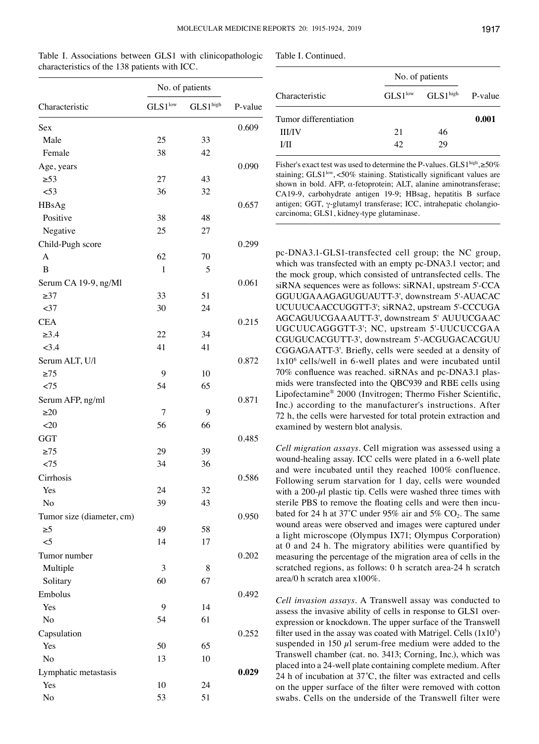Table I. Associations between GLS1 with clinicopathologic characteristics of the 138 patients with ICC.

| Characteristic | No. of patients | | P-value |
|---|---|---|---|
| | $GLS1^{low}$ | $GLS1^{high}$ | |
| Sex | | | 0.609 |
| Male | 25 | 33 | |
| Female | 38 | 42 | |
| Age, years | | | 0.090 |
| ≥53 | 27 | 43 | |
| <53 | 36 | 32 | |
| HBsAg | | | 0.657 |
| Positive | 38 | 48 | |
| Negative | 25 | 27 | |
| Child-Pugh score | | | 0.299 |
| A | 62 | 70 | |
| B | 1 | 5 | |
| Serum CA 19-9, ng/Ml | | | 0.061 |
| ≥37 | 33 | 51 | |
| <37 | 30 | 24 | |
| CEA | | | 0.215 |
| ≥3.4 | 22 | 34 | |
| <3.4 | 41 | 41 | |
| Serum ALT, U/l | | | 0.872 |
| ≥75 | 9 | 10 | |
| <75 | 54 | 65 | |
| Serum AFP, ng/ml | | | 0.871 |
| ≥20 | 7 | 9 | |
| <20 | 56 | 66 | |
| GGT | | | 0.485 |
| ≥75 | 29 | 39 | |
| <75 | 34 | 36 | |
| Cirrhosis | | | 0.586 |
| Yes | 24 | 32 | |
| No | 39 | 43 | |
| Tumor size (diameter, cm) | | | 0.950 |
| ≥5 | 49 | 58 | |
| <5 | 14 | 17 | |
| Tumor number | | | 0.202 |
| Multiple | 3 | 8 | |
| Solitary | 60 | 67 | |
| Embolus | | | 0.492 |
| Yes | 9 | 14 | |
| No | 54 | 61 | |
| Capsulation | | | 0.252 |
| Yes | 50 | 65 | |
| No | 13 | 10 | |
| Lymphatic metastasis | | | **0.029** |
| Yes | 10 | 24 | |
| No | 53 | 51 | |
| Tumor differentiation | | | **0.001** |
| III/IV | 21 | 46 | |
| I/II | 42 | 29 | |

Fisher's exact test was used to determine the P-values. $GLS1^{high}$, ≥50% staining; $GLS1^{low}$, <50% staining. Statistically significant values are shown in bold. AFP, α-fetoprotein; ALT, alanine aminotransferase; CA19-9, carbohydrate antigen 19-9; HBsag, hepatitis B surface antigen; GGT, γ-glutamyl transferase; ICC, intrahepatic cholangiocarcinoma; GLS1, kidney-type glutaminase.

pc-DNA3.1-GLS1-transfected cell group; the NC group, which was transfected with an empty pc-DNA3.1 vector; and the mock group, which consisted of untransfected cells. The siRNA sequences were as follows: siRNA1, upstream 5'-CCAGGUUGAAAGAGUGUAUTT-3', downstream 5'-AUACACUCUUUCAACCUGGTT-3'; siRNA2, upstream 5'-CCCUGAAGCAGUUCGAAAUTT-3', downstream 5' AUUUCGAACUGCUUCAGGGTT-3'; NC, upstream 5'-UUCUCCGAACGUGUCACGUTT-3', downstream 5'-ACGUGACACGUUCGGAGAATT-3'. Briefly, cells were seeded at a density of $1x10^6$ cells/well in 6-well plates and were incubated until 70% confluence was reached. siRNAs and pc-DNA3.1 plasmids were transfected into the QBC939 and RBE cells using Lipofectamine® 2000 (Invitrogen; Thermo Fisher Scientific, Inc.) according to the manufacturer's instructions. After 72 h, the cells were harvested for total protein extraction and examined by western blot analysis.

*Cell migration assays*. Cell migration was assessed using a wound-healing assay. ICC cells were plated in a 6-well plate and were incubated until they reached 100% confluence. Following serum starvation for 1 day, cells were wounded with a 200-µl plastic tip. Cells were washed three times with sterile PBS to remove the floating cells and were then incubated for 24 h at 37˚C under 95% air and 5% $CO_2$. The same wound areas were observed and images were captured under a light microscope (Olympus IX71; Olympus Corporation) at 0 and 24 h. The migratory abilities were quantified by measuring the percentage of the migration area of cells in the scratched regions, as follows: 0 h scratch area-24 h scratch area/0 h scratch area x100%.

*Cell invasion assays*. A Transwell assay was conducted to assess the invasive ability of cells in response to GLS1 overexpression or knockdown. The upper surface of the Transwell filter used in the assay was coated with Matrigel. Cells ($1x10^5$) suspended in 150 µl serum-free medium were added to the Transwell chamber (cat. no. 3413; Corning, Inc.), which was placed into a 24-well plate containing complete medium. After 24 h of incubation at 37˚C, the filter was extracted and cells on the upper surface of the filter were removed with cotton swabs. Cells on the underside of the Transwell filter were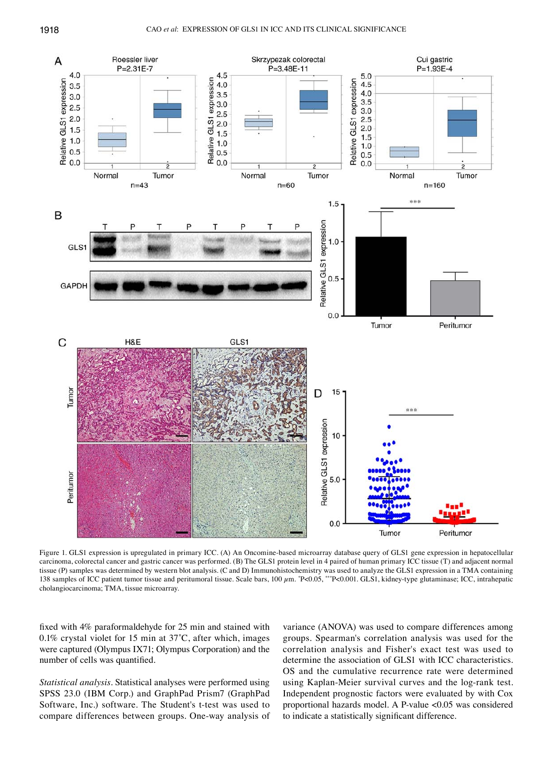Figure 1. GLS1 expression is upregulated in primary ICC. (A) An Oncomine-based microarray database query of GLS1 gene expression in hepatocellular carcinoma, colorectal cancer and gastric cancer was performed. (B) The GLS1 protein level in 4 paired of human primary ICC tissue (T) and adjacent normal tissue (P) samples was determined by western blot analysis. (C and D) Immunohistochemistry was used to analyze the GLS1 expression in a TMA containing 138 samples of ICC patient tumor tissue and peritumoral tissue. Scale bars, 100 $\mu$m. $^{*}$P<0.05, $^{***}$P<0.001. GLS1, kidney-type glutaminase; ICC, intrahepatic cholangiocarcinoma; TMA, tissue microarray.

fixed with 4% paraformaldehyde for 25 min and stained with 0.1% crystal violet for 15 min at 37˚C, after which, images were captured (Olympus IX71; Olympus Corporation) and the number of cells was quantified.

*Statistical analysis*. Statistical analyses were performed using SPSS 23.0 (IBM Corp.) and GraphPad Prism7 (GraphPad Software, Inc.) software. The Student's t-test was used to compare differences between groups. One-way analysis of variance (ANOVA) was used to compare differences among groups. Spearman's correlation analysis was used for the correlation analysis and Fisher's exact test was used to determine the association of GLS1 with ICC characteristics. OS and the cumulative recurrence rate were determined using Kaplan-Meier survival curves and the log-rank test. Independent prognostic factors were evaluated by with Cox proportional hazards model. A P-value <0.05 was considered to indicate a statistically significant difference.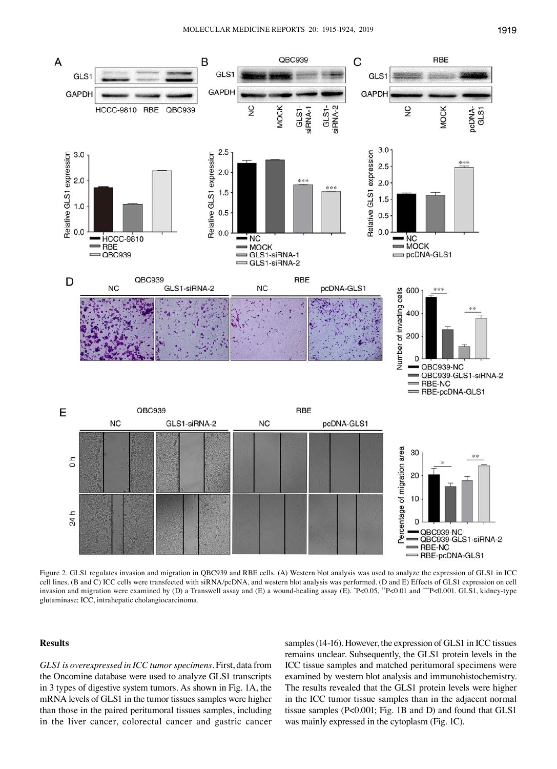Figure 2. GLS1 regulates invasion and migration in QBC939 and RBE cells. (A) Western blot analysis was used to analyze the expression of GLS1 in ICC cell lines. (B and C) ICC cells were transfected with siRNA/pcDNA, and western blot analysis was performed. (D and E) Effects of GLS1 expression on cell invasion and migration were examined by (D) a Transwell assay and (E) a wound-healing assay (E). *P<0.05, **P<0.01 and ***P<0.001. GLS1, kidney-type glutaminase; ICC, intrahepatic cholangiocarcinoma.

## Results

*GLS1 is overexpressed in ICC tumor specimens.* First, data from the Oncomine database were used to analyze GLS1 transcripts in 3 types of digestive system tumors. As shown in Fig. 1A, the mRNA levels of GLS1 in the tumor tissues samples were higher than those in the paired peritumoral tissues samples, including in the liver cancer, colorectal cancer and gastric cancer samples (14-16). However, the expression of GLS1 in ICC tissues remains unclear. Subsequently, the GLS1 protein levels in the ICC tissue samples and matched peritumoral specimens were examined by western blot analysis and immunohistochemistry. The results revealed that the GLS1 protein levels were higher in the ICC tumor tissue samples than in the adjacent normal tissue samples (P<0.001; Fig. 1B and D) and found that GLS1 was mainly expressed in the cytoplasm (Fig. 1C).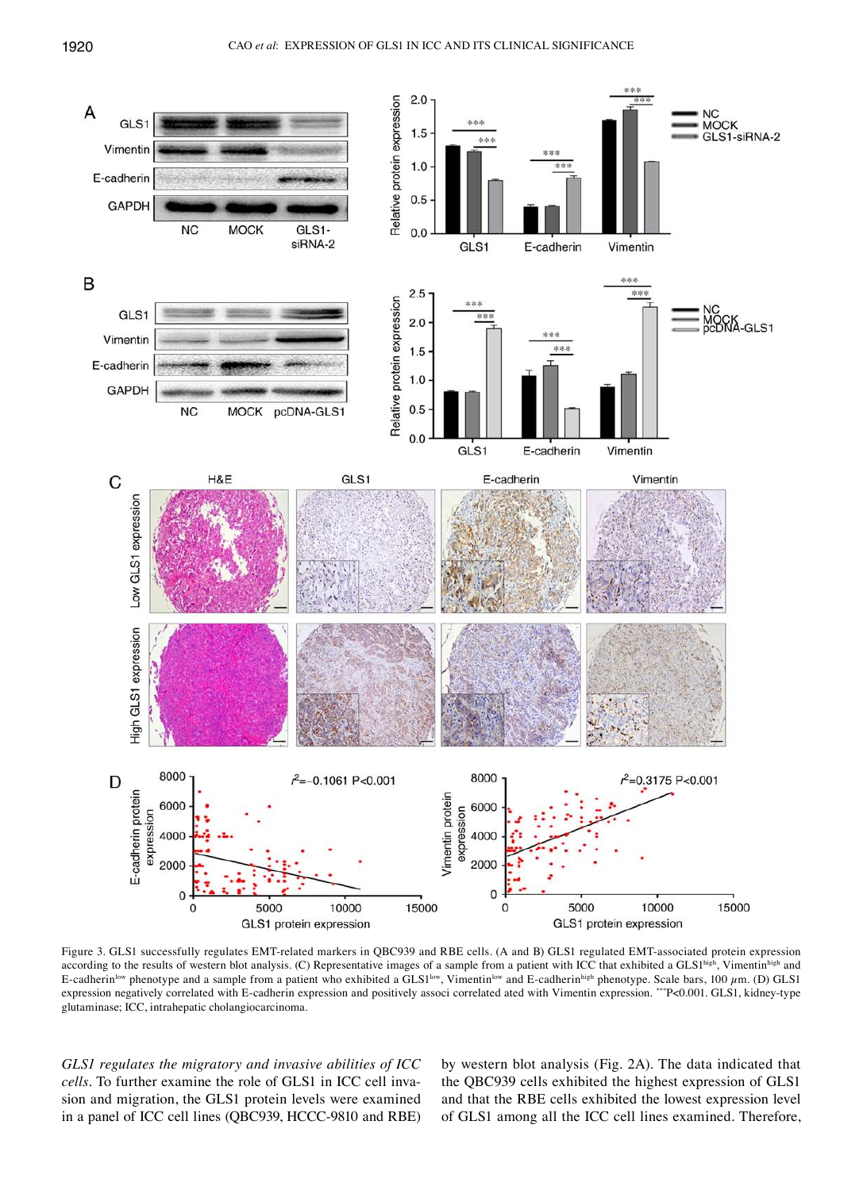Figure 3. GLS1 successfully regulates EMT-related markers in QBC939 and RBE cells. (A and B) GLS1 regulated EMT-associated protein expression according to the results of western blot analysis. (C) Representative images of a sample from a patient with ICC that exhibited a GLS1[high], Vimentin[high] and E-cadherin[low] phenotype and a sample from a patient who exhibited a GLS1[low], Vimentin[low] and E-cadherin[high] phenotype. Scale bars, 100 $\mu$m. (D) GLS1 expression negatively correlated with E-cadherin expression and positively associ correlated ated with Vimentin expression. ***P<0.001. GLS1, kidney-type glutaminase; ICC, intrahepatic cholangiocarcinoma.

*GLS1 regulates the migratory and invasive abilities of ICC cells.* To further examine the role of GLS1 in ICC cell invasion and migration, the GLS1 protein levels were examined in a panel of ICC cell lines (QBC939, HCCC-9810 and RBE) by western blot analysis (Fig. 2A). The data indicated that the QBC939 cells exhibited the highest expression of GLS1 and that the RBE cells exhibited the lowest expression level of GLS1 among all the ICC cell lines examined. Therefore,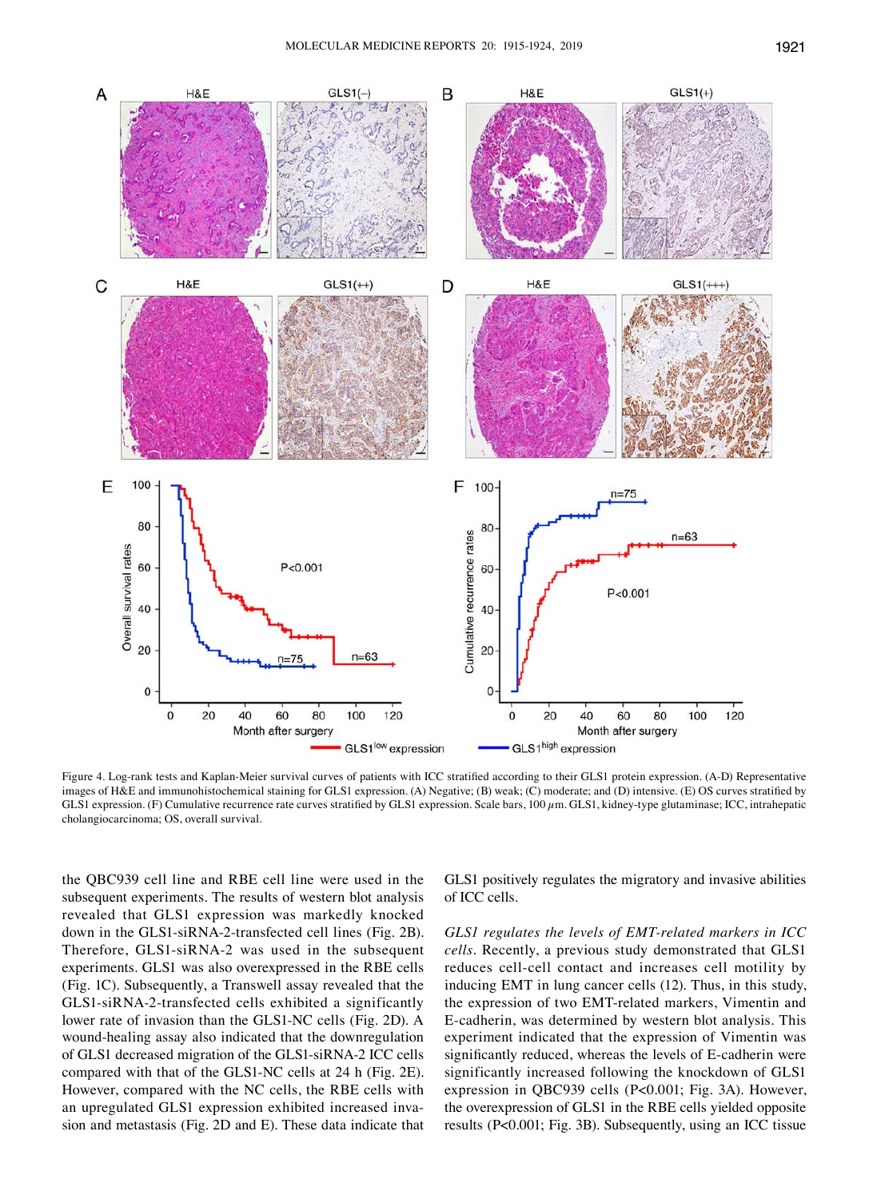Figure 4. Log-rank tests and Kaplan-Meier survival curves of patients with ICC stratified according to their GLS1 protein expression. (A-D) Representative images of H&E and immunohistochemical staining for GLS1 expression. (A) Negative; (B) weak; (C) moderate; and (D) intensive. (E) OS curves stratified by GLS1 expression. (F) Cumulative recurrence rate curves stratified by GLS1 expression. Scale bars, 100 $\mu$m. GLS1, kidney-type glutaminase; ICC, intrahepatic cholangiocarcinoma; OS, overall survival.

the QBC939 cell line and RBE cell line were used in the subsequent experiments. The results of western blot analysis revealed that GLS1 expression was markedly knocked down in the GLS1-siRNA-2-transfected cell lines (Fig. 2B). Therefore, GLS1-siRNA-2 was used in the subsequent experiments. GLS1 was also overexpressed in the RBE cells (Fig. 1C). Subsequently, a Transwell assay revealed that the GLS1-siRNA-2-transfected cells exhibited a significantly lower rate of invasion than the GLS1-NC cells (Fig. 2D). A wound-healing assay also indicated that the downregulation of GLS1 decreased migration of the GLS1-siRNA-2 ICC cells compared with that of the GLS1-NC cells at 24 h (Fig. 2E). However, compared with the NC cells, the RBE cells with an upregulated GLS1 expression exhibited increased invasion and metastasis (Fig. 2D and E). These data indicate that GLS1 positively regulates the migratory and invasive abilities of ICC cells.

*GLS1 regulates the levels of EMT-related markers in ICC cells.* Recently, a previous study demonstrated that GLS1 reduces cell-cell contact and increases cell motility by inducing EMT in lung cancer cells (12). Thus, in this study, the expression of two EMT-related markers, Vimentin and E-cadherin, was determined by western blot analysis. This experiment indicated that the expression of Vimentin was significantly reduced, whereas the levels of E-cadherin were significantly increased following the knockdown of GLS1 expression in QBC939 cells ($P<0.001$; Fig. 3A). However, the overexpression of GLS1 in the RBE cells yielded opposite results ($P<0.001$; Fig. 3B). Subsequently, using an ICC tissue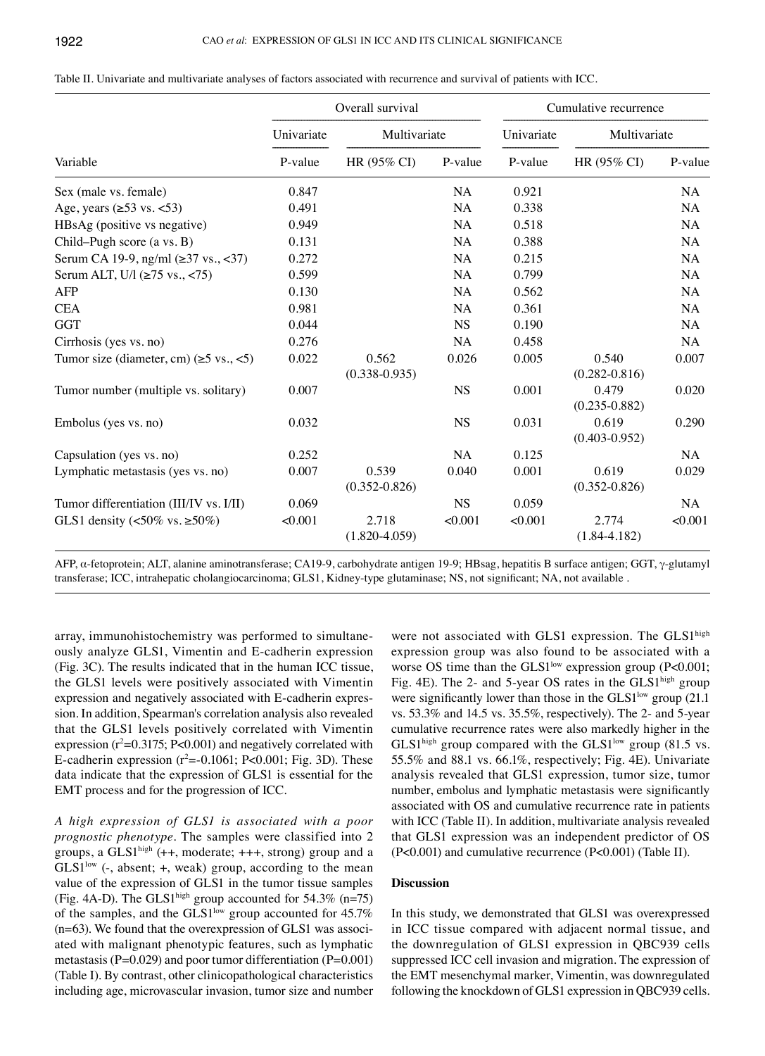Table II. Univariate and multivariate analyses of factors associated with recurrence and survival of patients with ICC.

| Variable | Overall survival | | | Cumulative recurrence | | |
|---|---|---|---|---|---|---|
| | Univariate | Multivariate | | Univariate | Multivariate | |
| | P-value | HR (95% CI) | P-value | P-value | HR (95% CI) | P-value |
| Sex (male vs. female) | 0.847 | | NA | 0.921 | | NA |
| Age, years (≥53 vs. <53) | 0.491 | | NA | 0.338 | | NA |
| HBsAg (positive vs negative) | 0.949 | | NA | 0.518 | | NA |
| Child–Pugh score (a vs. B) | 0.131 | | NA | 0.388 | | NA |
| Serum CA 19-9, ng/ml (≥37 vs., <37) | 0.272 | | NA | 0.215 | | NA |
| Serum ALT, U/l (≥75 vs., <75) | 0.599 | | NA | 0.799 | | NA |
| AFP | 0.130 | | NA | 0.562 | | NA |
| CEA | 0.981 | | NA | 0.361 | | NA |
| GGT | 0.044 | | NS | 0.190 | | NA |
| Cirrhosis (yes vs. no) | 0.276 | | NA | 0.458 | | NA |
| Tumor size (diameter, cm) (≥5 vs., <5) | 0.022 | 0.562 (0.338-0.935) | 0.026 | 0.005 | 0.540 (0.282-0.816) | 0.007 |
| Tumor number (multiple vs. solitary) | 0.007 | | NS | 0.001 | 0.479 (0.235-0.882) | 0.020 |
| Embolus (yes vs. no) | 0.032 | | NS | 0.031 | 0.619 (0.403-0.952) | 0.290 |
| Capsulation (yes vs. no) | 0.252 | | NA | 0.125 | | NA |
| Lymphatic metastasis (yes vs. no) | 0.007 | 0.539 (0.352-0.826) | 0.040 | 0.001 | 0.619 (0.352-0.826) | 0.029 |
| Tumor differentiation (III/IV vs. I/II) | 0.069 | | NS | 0.059 | | NA |
| GLS1 density (<50% vs. ≥50%) | <0.001 | 2.718 (1.820-4.059) | <0.001 | <0.001 | 2.774 (1.84-4.182) | <0.001 |

AFP, α-fetoprotein; ALT, alanine aminotransferase; CA19-9, carbohydrate antigen 19-9; HBsag, hepatitis B surface antigen; GGT, γ-glutamyl transferase; ICC, intrahepatic cholangiocarcinoma; GLS1, Kidney-type glutaminase; NS, not significant; NA, not available .

array, immunohistochemistry was performed to simultaneously analyze GLS1, Vimentin and E-cadherin expression (Fig. 3C). The results indicated that in the human ICC tissue, the GLS1 levels were positively associated with Vimentin expression and negatively associated with E-cadherin expression. In addition, Spearman's correlation analysis also revealed that the GLS1 levels positively correlated with Vimentin expression ($r^2$=0.3175; P<0.001) and negatively correlated with E-cadherin expression ($r^2$=-0.1061; P<0.001; Fig. 3D). These data indicate that the expression of GLS1 is essential for the EMT process and for the progression of ICC.

*A high expression of GLS1 is associated with a poor prognostic phenotype*. The samples were classified into 2 groups, a GLS1$^{high}$ (++, moderate; +++, strong) group and a GLS1$^{low}$ (-, absent; +, weak) group, according to the mean value of the expression of GLS1 in the tumor tissue samples (Fig. 4A-D). The GLS1$^{high}$ group accounted for 54.3% (n=75) of the samples, and the GLS1$^{low}$ group accounted for 45.7% (n=63). We found that the overexpression of GLS1 was associated with malignant phenotypic features, such as lymphatic metastasis (P=0.029) and poor tumor differentiation (P=0.001) (Table I). By contrast, other clinicopathological characteristics including age, microvascular invasion, tumor size and number were not associated with GLS1 expression. The GLS1$^{high}$ expression group was also found to be associated with a worse OS time than the GLS1$^{low}$ expression group (P<0.001; Fig. 4E). The 2- and 5-year OS rates in the GLS1$^{high}$ group were significantly lower than those in the GLS1$^{low}$ group (21.1 vs. 53.3% and 14.5 vs. 35.5%, respectively). The 2- and 5-year cumulative recurrence rates were also markedly higher in the GLS1$^{high}$ group compared with the GLS1$^{low}$ group (81.5 vs. 55.5% and 88.1 vs. 66.1%, respectively; Fig. 4E). Univariate analysis revealed that GLS1 expression, tumor size, tumor number, embolus and lymphatic metastasis were significantly associated with OS and cumulative recurrence rate in patients with ICC (Table II). In addition, multivariate analysis revealed that GLS1 expression was an independent predictor of OS (P<0.001) and cumulative recurrence (P<0.001) (Table II).

## Discussion

In this study, we demonstrated that GLS1 was overexpressed in ICC tissue compared with adjacent normal tissue, and the downregulation of GLS1 expression in QBC939 cells suppressed ICC cell invasion and migration. The expression of the EMT mesenchymal marker, Vimentin, was downregulated following the knockdown of GLS1 expression in QBC939 cells.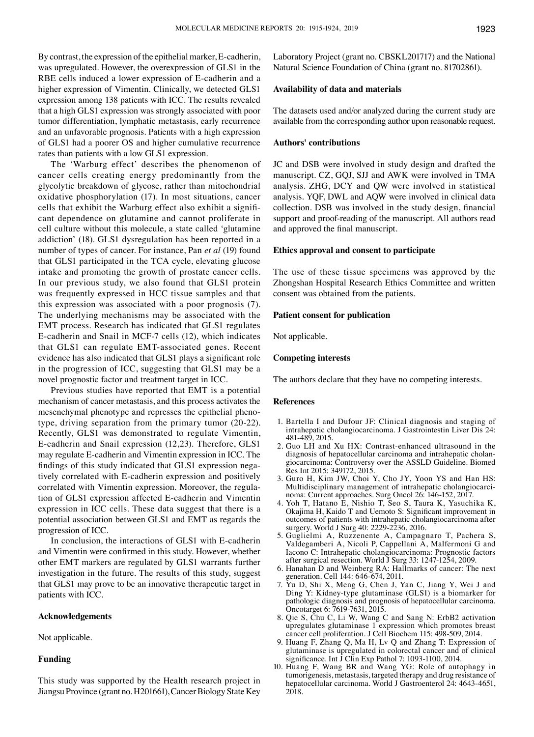By contrast, the expression of the epithelial marker, E-cadherin, was upregulated. However, the overexpression of GLS1 in the RBE cells induced a lower expression of E-cadherin and a higher expression of Vimentin. Clinically, we detected GLS1 expression among 138 patients with ICC. The results revealed that a high GLS1 expression was strongly associated with poor tumor differentiation, lymphatic metastasis, early recurrence and an unfavorable prognosis. Patients with a high expression of GLS1 had a poorer OS and higher cumulative recurrence rates than patients with a low GLS1 expression.

The 'Warburg effect' describes the phenomenon of cancer cells creating energy predominantly from the glycolytic breakdown of glycose, rather than mitochondrial oxidative phosphorylation (17). In most situations, cancer cells that exhibit the Warburg effect also exhibit a significant dependence on glutamine and cannot proliferate in cell culture without this molecule, a state called 'glutamine addiction' (18). GLS1 dysregulation has been reported in a number of types of cancer. For instance, Pan *et al* (19) found that GLS1 participated in the TCA cycle, elevating glucose intake and promoting the growth of prostate cancer cells. In our previous study, we also found that GLS1 protein was frequently expressed in HCC tissue samples and that this expression was associated with a poor prognosis (7). The underlying mechanisms may be associated with the EMT process. Research has indicated that GLS1 regulates E-cadherin and Snail in MCF-7 cells (12), which indicates that GLS1 can regulate EMT-associated genes. Recent evidence has also indicated that GLS1 plays a significant role in the progression of ICC, suggesting that GLS1 may be a novel prognostic factor and treatment target in ICC.

Previous studies have reported that EMT is a potential mechanism of cancer metastasis, and this process activates the mesenchymal phenotype and represses the epithelial phenotype, driving separation from the primary tumor (20-22). Recently, GLS1 was demonstrated to regulate Vimentin, E-cadherin and Snail expression (12,23). Therefore, GLS1 may regulate E-cadherin and Vimentin expression in ICC. The findings of this study indicated that GLS1 expression negatively correlated with E-cadherin expression and positively correlated with Vimentin expression. Moreover, the regulation of GLS1 expression affected E-cadherin and Vimentin expression in ICC cells. These data suggest that there is a potential association between GLS1 and EMT as regards the progression of ICC.

In conclusion, the interactions of GLS1 with E-cadherin and Vimentin were confirmed in this study. However, whether other EMT markers are regulated by GLS1 warrants further investigation in the future. The results of this study, suggest that GLS1 may prove to be an innovative therapeutic target in patients with ICC.

## Acknowledgements

Not applicable.

## Funding

This study was supported by the Health research project in Jiangsu Province (grant no. H201661), Cancer Biology State Key Laboratory Project (grant no. CBSKL201717) and the National Natural Science Foundation of China (grant no. 81702861).

## Availability of data and materials

The datasets used and/or analyzed during the current study are available from the corresponding author upon reasonable request.

## Authors' contributions

JC and DSB were involved in study design and drafted the manuscript. CZ, GQJ, SJJ and AWK were involved in TMA analysis. ZHG, DCY and QW were involved in statistical analysis. YQF, DWL and AQW were involved in clinical data collection. DSB was involved in the study design, financial support and proof-reading of the manuscript. All authors read and approved the final manuscript.

## Ethics approval and consent to participate

The use of these tissue specimens was approved by the Zhongshan Hospital Research Ethics Committee and written consent was obtained from the patients.

## Patient consent for publication

Not applicable.

## Competing interests

The authors declare that they have no competing interests.

## References

1. Bartella I and Dufour JF: Clinical diagnosis and staging of intrahepatic cholangiocarcinoma. J Gastrointestin Liver Dis 24: 481-489, 2015.
2. Guo LH and Xu HX: Contrast-enhanced ultrasound in the diagnosis of hepatocellular carcinoma and intrahepatic cholangiocarcinoma: Controversy over the ASSLD Guideline. Biomed Res Int 2015: 349172, 2015.
3. Guro H, Kim JW, Choi Y, Cho JY, Yoon YS and Han HS: Multidisciplinary management of intrahepatic cholangiocarcinoma: Current approaches. Surg Oncol 26: 146-152, 2017.
4. Yoh T, Hatano E, Nishio T, Seo S, Taura K, Yasuchika K, Okajima H, Kaido T and Uemoto S: Significant improvement in outcomes of patients with intrahepatic cholangiocarcinoma after surgery. World J Surg 40: 2229-2236, 2016.
5. Guglielmi A, Ruzzenente A, Campagnaro T, Pachera S, Valdegamberi A, Nicoli P, Cappellani A, Malfermoni G and Iacono C: Intrahepatic cholangiocarcinoma: Prognostic factors after surgical resection. World J Surg 33: 1247-1254, 2009.
6. Hanahan D and Weinberg RA: Hallmarks of cancer: The next generation. Cell 144: 646-674, 2011.
7. Yu D, Shi X, Meng G, Chen J, Yan C, Jiang Y, Wei J and Ding Y: Kidney-type glutaminase (GLS1) is a biomarker for pathologic diagnosis and prognosis of hepatocellular carcinoma. Oncotarget 6: 7619-7631, 2015.
8. Qie S, Chu C, Li W, Wang C and Sang N: ErbB2 activation upregulates glutaminase 1 expression which promotes breast cancer cell proliferation. J Cell Biochem 115: 498-509, 2014.
9. Huang F, Zhang Q, Ma H, Lv Q and Zhang T: Expression of glutaminase is upregulated in colorectal cancer and of clinical significance. Int J Clin Exp Pathol 7: 1093-1100, 2014.
10. Huang F, Wang BR and Wang YG: Role of autophagy in tumorigenesis, metastasis, targeted therapy and drug resistance of hepatocellular carcinoma. World J Gastroenterol 24: 4643-4651, 2018.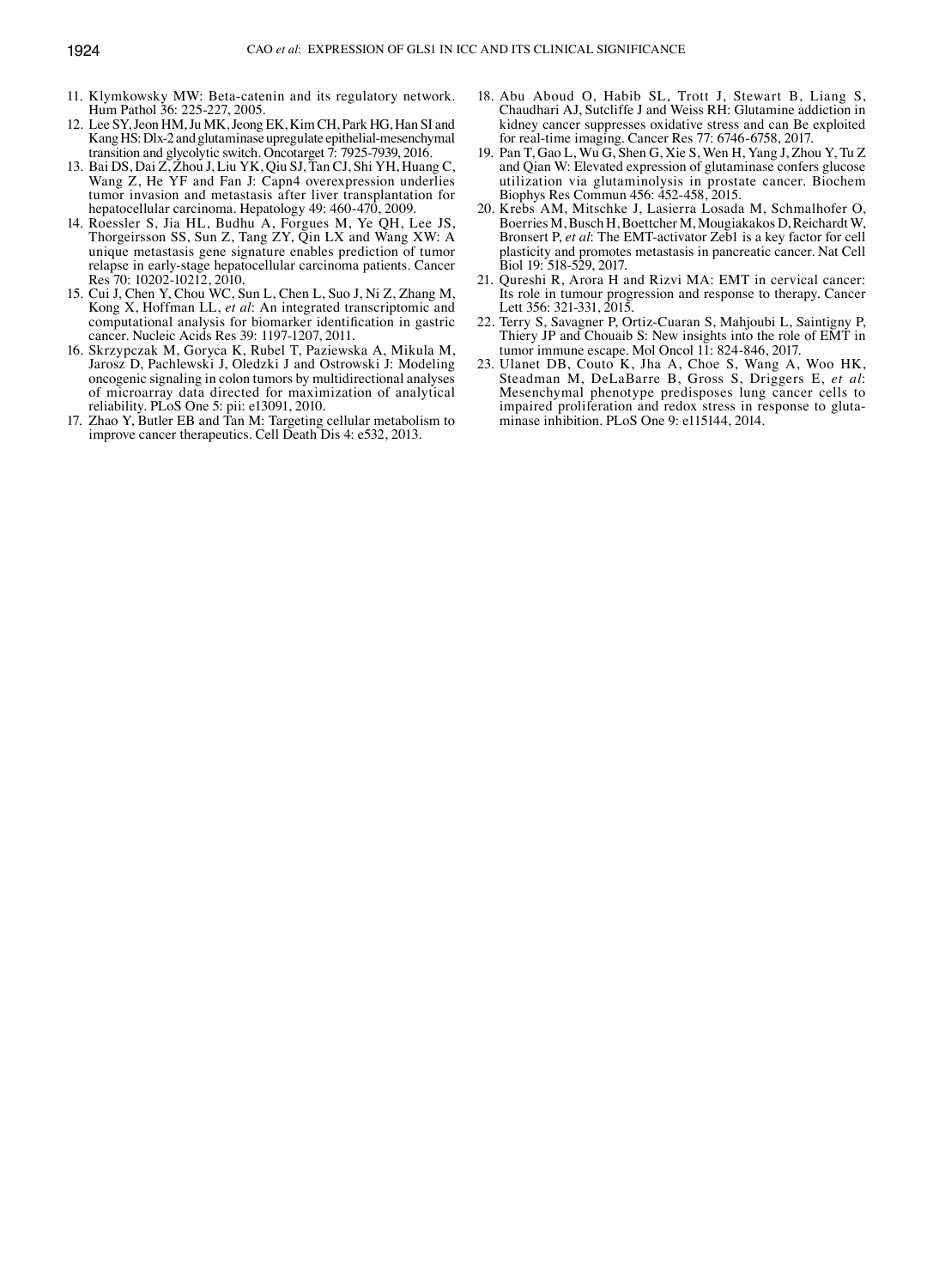11. Klymkowsky MW: Beta-catenin and its regulatory network. Hum Pathol 36: 225-227, 2005.
12. Lee SY, Jeon HM, Ju MK, Jeong EK, Kim CH, Park HG, Han SI and Kang HS: Dlx-2 and glutaminase upregulate epithelial-mesenchymal transition and glycolytic switch. Oncotarget 7: 7925-7939, 2016.
13. Bai DS, Dai Z, Zhou J, Liu YK, Qiu SJ, Tan CJ, Shi YH, Huang C, Wang Z, He YF and Fan J: Capn4 overexpression underlies tumor invasion and metastasis after liver transplantation for hepatocellular carcinoma. Hepatology 49: 460-470, 2009.
14. Roessler S, Jia HL, Budhu A, Forgues M, Ye QH, Lee JS, Thorgeirsson SS, Sun Z, Tang ZY, Qin LX and Wang XW: A unique metastasis gene signature enables prediction of tumor relapse in early-stage hepatocellular carcinoma patients. Cancer Res 70: 10202-10212, 2010.
15. Cui J, Chen Y, Chou WC, Sun L, Chen L, Suo J, Ni Z, Zhang M, Kong X, Hoffman LL, *et al*: An integrated transcriptomic and computational analysis for biomarker identification in gastric cancer. Nucleic Acids Res 39: 1197-1207, 2011.
16. Skrzypczak M, Goryca K, Rubel T, Paziewska A, Mikula M, Jarosz D, Pachlewski J, Oledzki J and Ostrowski J: Modeling oncogenic signaling in colon tumors by multidirectional analyses of microarray data directed for maximization of analytical reliability. PLoS One 5: pii: e13091, 2010.
17. Zhao Y, Butler EB and Tan M: Targeting cellular metabolism to improve cancer therapeutics. Cell Death Dis 4: e532, 2013.
18. Abu Aboud O, Habib SL, Trott J, Stewart B, Liang S, Chaudhari AJ, Sutcliffe J and Weiss RH: Glutamine addiction in kidney cancer suppresses oxidative stress and can Be exploited for real-time imaging. Cancer Res 77: 6746-6758, 2017.
19. Pan T, Gao L, Wu G, Shen G, Xie S, Wen H, Yang J, Zhou Y, Tu Z and Qian W: Elevated expression of glutaminase confers glucose utilization via glutaminolysis in prostate cancer. Biochem Biophys Res Commun 456: 452-458, 2015.
20. Krebs AM, Mitschke J, Lasierra Losada M, Schmalhofer O, Boerries M, Busch H, Boettcher M, Mougiakakos D, Reichardt W, Bronsert P, *et al*: The EMT-activator Zeb1 is a key factor for cell plasticity and promotes metastasis in pancreatic cancer. Nat Cell Biol 19: 518-529, 2017.
21. Qureshi R, Arora H and Rizvi MA: EMT in cervical cancer: Its role in tumour progression and response to therapy. Cancer Lett 356: 321-331, 2015.
22. Terry S, Savagner P, Ortiz-Cuaran S, Mahjoubi L, Saintigny P, Thiery JP and Chouaib S: New insights into the role of EMT in tumor immune escape. Mol Oncol 11: 824-846, 2017.
23. Ulanet DB, Couto K, Jha A, Choe S, Wang A, Woo HK, Steadman M, DeLaBarre B, Gross S, Driggers E, *et al*: Mesenchymal phenotype predisposes lung cancer cells to impaired proliferation and redox stress in response to glutaminase inhibition. PLoS One 9: e115144, 2014.